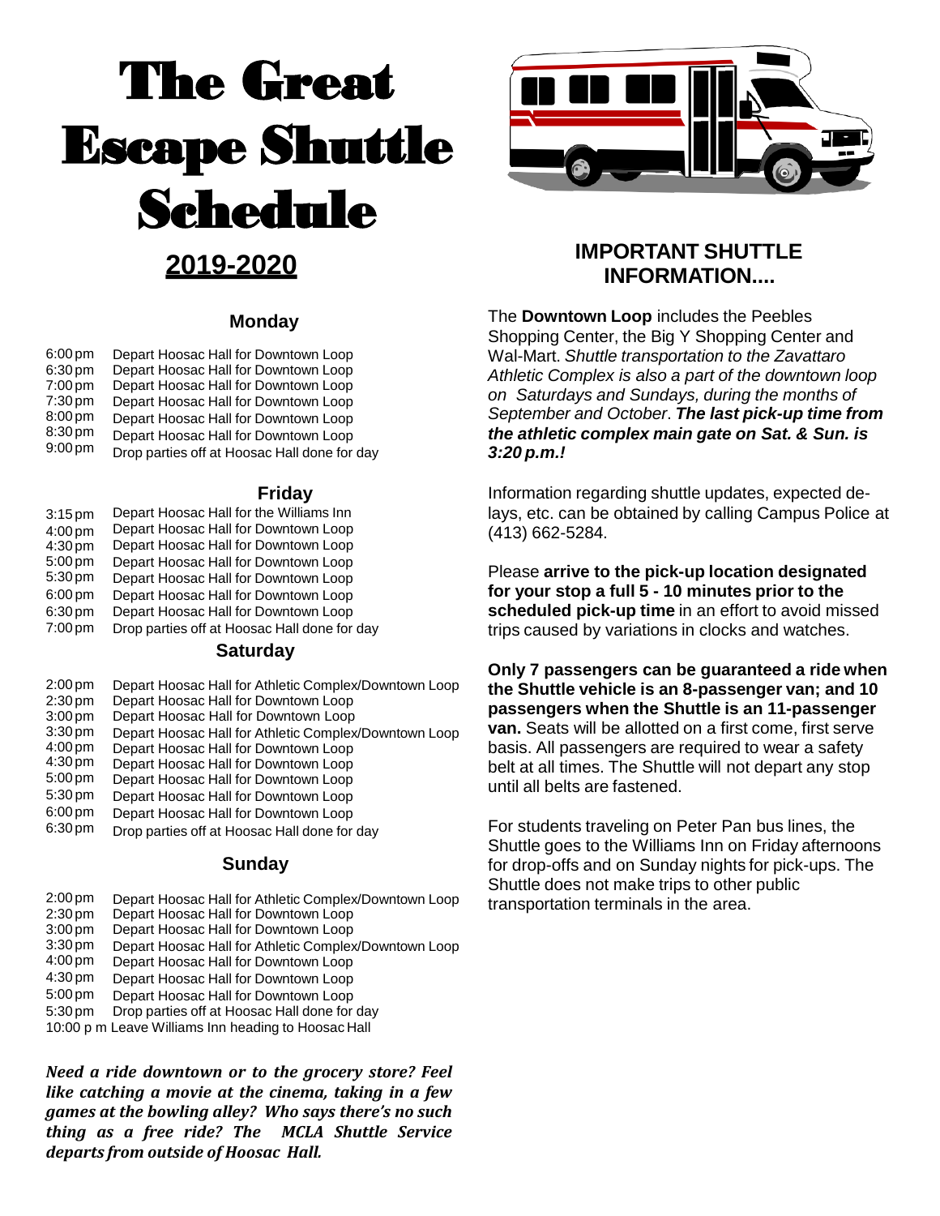# The Great Escape Shuttle Schedule

## 2019-2020

### Monday

| | |
|---|---|
| 6:00 pm | Depart Hoosac Hall for Downtown Loop |
| 6:30 pm | Depart Hoosac Hall for Downtown Loop |
| 7:00 pm | Depart Hoosac Hall for Downtown Loop |
| 7:30 pm | Depart Hoosac Hall for Downtown Loop |
| 8:00 pm | Depart Hoosac Hall for Downtown Loop |
| 8:30 pm | Depart Hoosac Hall for Downtown Loop |
| 9:00 pm | Drop parties off at Hoosac Hall done for day |

### Friday

| | |
|---|---|
| 3:15 pm | Depart Hoosac Hall for the Williams Inn |
| 4:00 pm | Depart Hoosac Hall for Downtown Loop |
| 4:30 pm | Depart Hoosac Hall for Downtown Loop |
| 5:00 pm | Depart Hoosac Hall for Downtown Loop |
| 5:30 pm | Depart Hoosac Hall for Downtown Loop |
| 6:00 pm | Depart Hoosac Hall for Downtown Loop |
| 6:30 pm | Depart Hoosac Hall for Downtown Loop |
| 7:00 pm | Drop parties off at Hoosac Hall done for day |

### Saturday

| | |
|---|---|
| 2:00 pm | Depart Hoosac Hall for Athletic Complex/Downtown Loop |
| 2:30 pm | Depart Hoosac Hall for Downtown Loop |
| 3:00 pm | Depart Hoosac Hall for Downtown Loop |
| 3:30 pm | Depart Hoosac Hall for Athletic Complex/Downtown Loop |
| 4:00 pm | Depart Hoosac Hall for Downtown Loop |
| 4:30 pm | Depart Hoosac Hall for Downtown Loop |
| 5:00 pm | Depart Hoosac Hall for Downtown Loop |
| 5:30 pm | Depart Hoosac Hall for Downtown Loop |
| 6:00 pm | Depart Hoosac Hall for Downtown Loop |
| 6:30 pm | Drop parties off at Hoosac Hall done for day |

### Sunday

| | |
|---|---|
| 2:00 pm | Depart Hoosac Hall for Athletic Complex/Downtown Loop |
| 2:30 pm | Depart Hoosac Hall for Downtown Loop |
| 3:00 pm | Depart Hoosac Hall for Downtown Loop |
| 3:30 pm | Depart Hoosac Hall for Athletic Complex/Downtown Loop |
| 4:00 pm | Depart Hoosac Hall for Downtown Loop |
| 4:30 pm | Depart Hoosac Hall for Downtown Loop |
| 5:00 pm | Depart Hoosac Hall for Downtown Loop |
| 5:30 pm | Drop parties off at Hoosac Hall done for day |
| 10:00 p m | Leave Williams Inn heading to Hoosac Hall |

***Need a ride downtown or to the grocery store? Feel like catching a movie at the cinema, taking in a few games at the bowling alley? Who says there's no such thing as a free ride? The MCLA Shuttle Service departs from outside of Hoosac Hall.***

## IMPORTANT SHUTTLE INFORMATION....

The **Downtown Loop** includes the Peebles Shopping Center, the Big Y Shopping Center and Wal-Mart. *Shuttle transportation to the Zavattaro Athletic Complex is also a part of the downtown loop on Saturdays and Sundays, during the months of September and October*. ***The last pick-up time from the athletic complex main gate on Sat. & Sun. is 3:20 p.m.!***

Information regarding shuttle updates, expected delays, etc. can be obtained by calling Campus Police at (413) 662-5284.

Please **arrive to the pick-up location designated for your stop a full 5 - 10 minutes prior to the scheduled pick-up time** in an effort to avoid missed trips caused by variations in clocks and watches.

**Only 7 passengers can be guaranteed a ride when the Shuttle vehicle is an 8-passenger van; and 10 passengers when the Shuttle is an 11-passenger van.** Seats will be allotted on a first come, first serve basis. All passengers are required to wear a safety belt at all times. The Shuttle will not depart any stop until all belts are fastened.

For students traveling on Peter Pan bus lines, the Shuttle goes to the Williams Inn on Friday afternoons for drop-offs and on Sunday nights for pick-ups. The Shuttle does not make trips to other public transportation terminals in the area.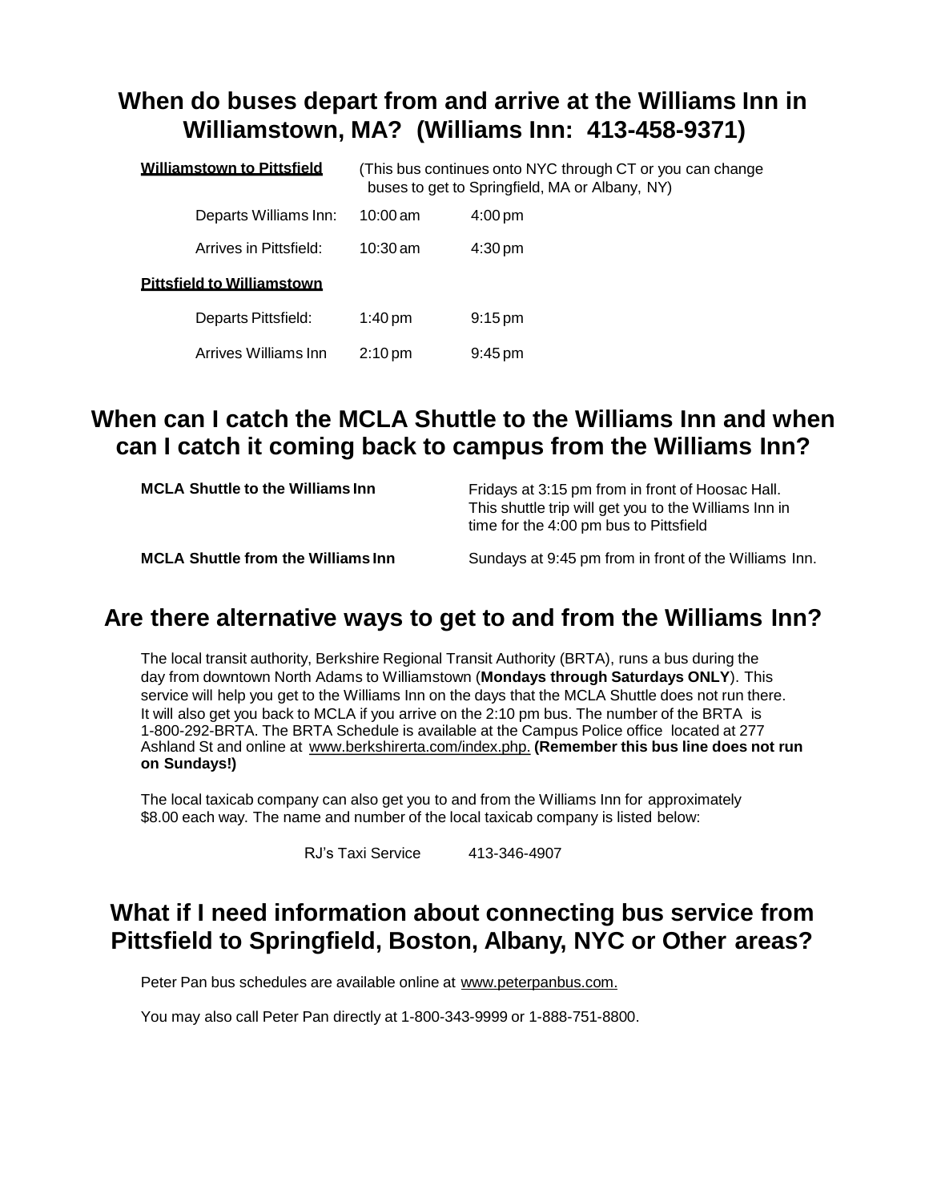## When do buses depart from and arrive at the Williams Inn in Williamstown, MA? (Williams Inn: 413-458-9371)

**Williamstown to Pittsfield** (This bus continues onto NYC through CT or you can change buses to get to Springfield, MA or Albany, NY)

| | | |
|---|---|---|
| Departs Williams Inn: | 10:00 am | 4:00 pm |
| Arrives in Pittsfield: | 10:30 am | 4:30 pm |

**Pittsfield to Williamstown**

| | | |
|---|---|---|
| Departs Pittsfield: | 1:40 pm | 9:15 pm |
| Arrives Williams Inn | 2:10 pm | 9:45 pm |

## When can I catch the MCLA Shuttle to the Williams Inn and when can I catch it coming back to campus from the Williams Inn?

| | |
|---|---|
| **MCLA Shuttle to the Williams Inn** | Fridays at 3:15 pm from in front of Hoosac Hall. This shuttle trip will get you to the Williams Inn in time for the 4:00 pm bus to Pittsfield |
| **MCLA Shuttle from the Williams Inn** | Sundays at 9:45 pm from in front of the Williams Inn. |

## Are there alternative ways to get to and from the Williams Inn?

The local transit authority, Berkshire Regional Transit Authority (BRTA), runs a bus during the day from downtown North Adams to Williamstown (**Mondays through Saturdays ONLY**). This service will help you get to the Williams Inn on the days that the MCLA Shuttle does not run there. It will also get you back to MCLA if you arrive on the 2:10 pm bus. The number of the BRTA is 1-800-292-BRTA. The BRTA Schedule is available at the Campus Police office located at 277 Ashland St and online at www.berkshirerta.com/index.php. **(Remember this bus line does not run on Sundays!)**

The local taxicab company can also get you to and from the Williams Inn for approximately $8.00 each way. The name and number of the local taxicab company is listed below:

RJ's Taxi Service 413-346-4907

## What if I need information about connecting bus service from Pittsfield to Springfield, Boston, Albany, NYC or Other areas?

Peter Pan bus schedules are available online at www.peterpanbus.com.

You may also call Peter Pan directly at 1-800-343-9999 or 1-888-751-8800.